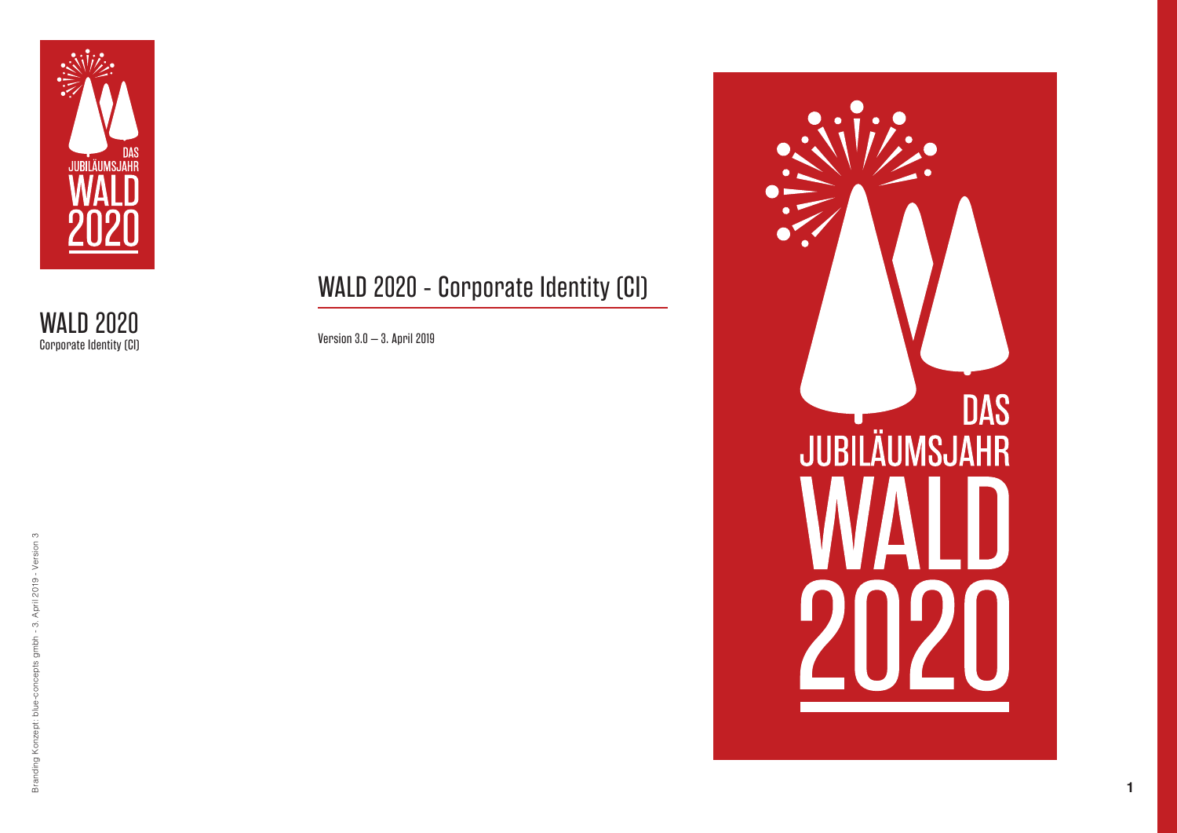WALD 2020
Corporate Identity (CI)

# WALD 2020 - Corporate Identity (CI)

Version 3.0 – 3. April 2019

DAS
JUBILÄUMSJAHR
WALD
2020

Branding Konzept: blue-concepts gmbh - 3. April 2019 - Version 3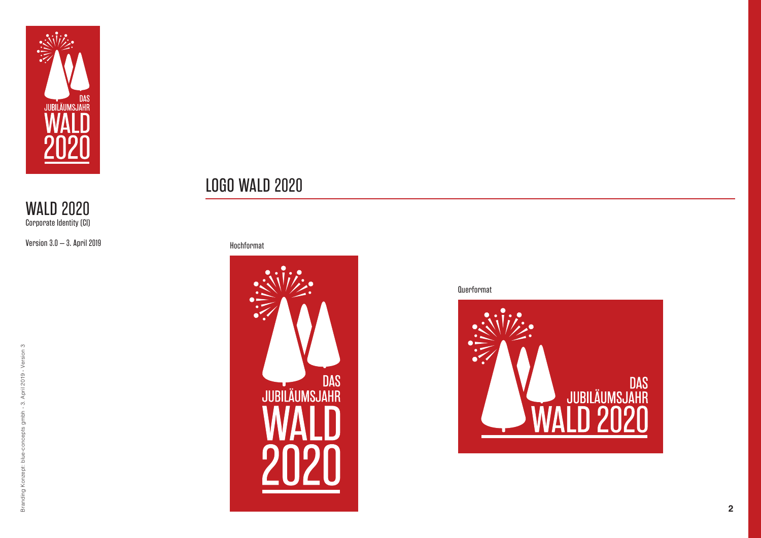WALD 2020
Corporate Identity (CI)

Version 3.0 – 3. April 2019

# LOGO WALD 2020

Hochformat

Querformat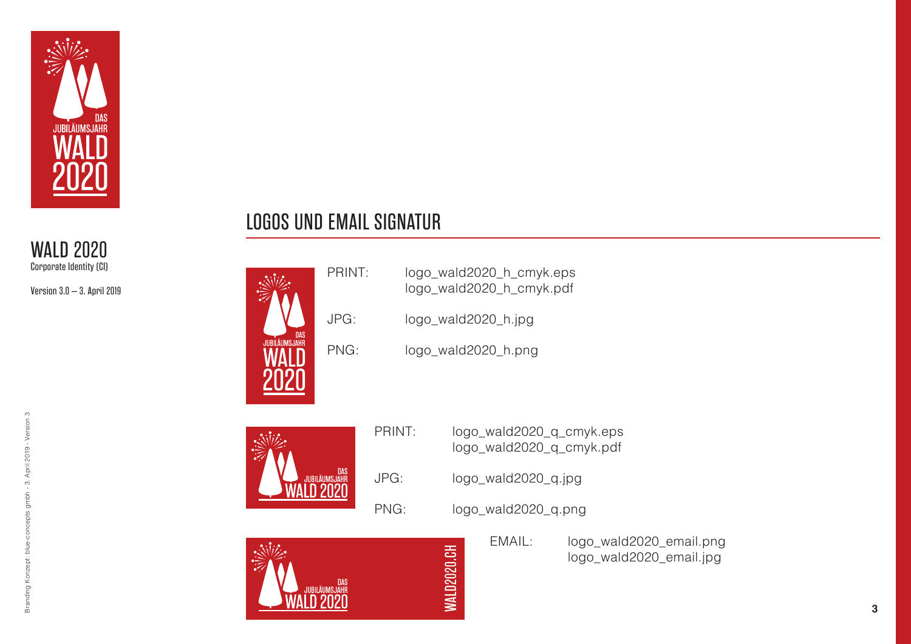## LOGOS UND EMAIL SIGNATUR

PRINT: logo_wald2020_h_cmyk.eps
logo_wald2020_h_cmyk.pdf

JPG: logo_wald2020_h.jpg

PNG: logo_wald2020_h.png

PRINT: logo_wald2020_q_cmyk.eps
logo_wald2020_q_cmyk.pdf

JPG: logo_wald2020_q.jpg

PNG: logo_wald2020_q.png

EMAIL: logo_wald2020_email.png
logo_wald2020_email.jpg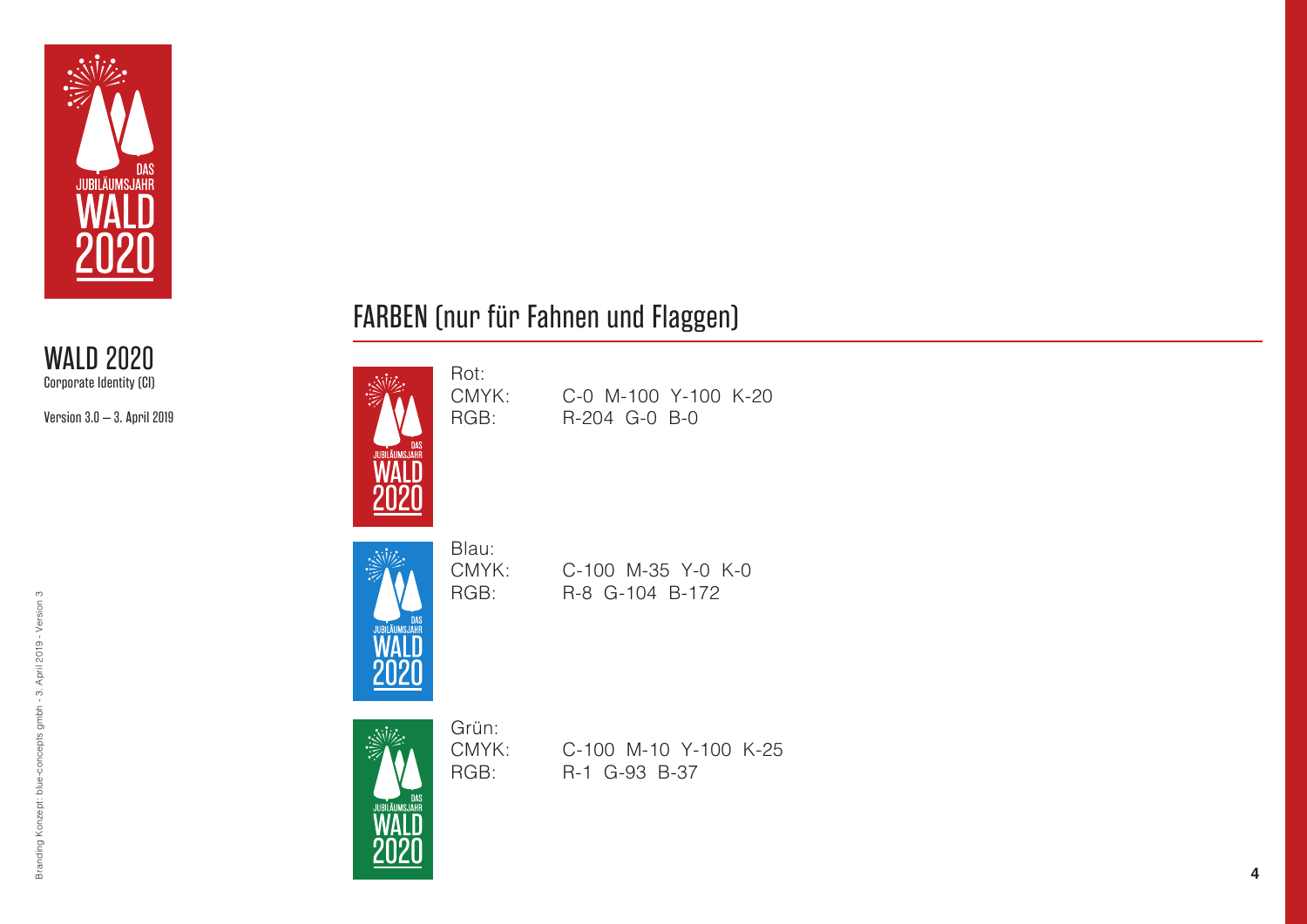# FARBEN (nur für Fahnen und Flaggen)

Rot:
CMYK: C-0 M-100 Y-100 K-20
RGB: R-204 G-0 B-0

Blau:
CMYK: C-100 M-35 Y-0 K-0
RGB: R-8 G-104 B-172

Grün:
CMYK: C-100 M-10 Y-100 K-25
RGB: R-1 G-93 B-37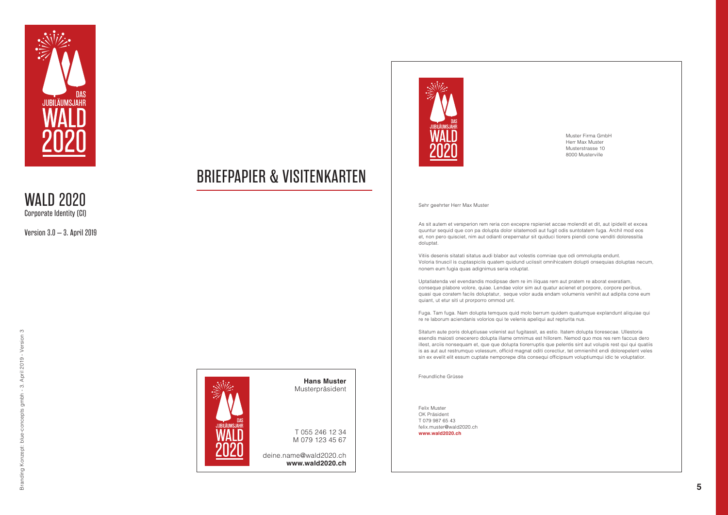DAS JUBILÄUMSJAHR WALD 2020

# WALD 2020

Corporate Identity (CI)

Version 3.0 – 3. April 2019

Branding Konzept: blue-concepts gmbh - 3. April 2019 - Version 3

## BRIEFPAPIER & VISITENKARTEN

DAS JUBILÄUMSJAHR WALD 2020

**Hans Muster**
Musterpräsident

T 055 246 12 34
M 079 123 45 67

deine.name@wald2020.ch
**www.wald2020.ch**

DAS JUBILÄUMSJAHR WALD 2020

Muster Firma GmbH
Herr Max Muster
Musterstrasse 10
8000 Musterville

Sehr geehrter Herr Max Muster

As sit autem et versperion rem reria con excepre rspieniet accae molendit et dit, aut ipidelit et excea quuntur sequid que con pa dolupta dolor sitatemodi aut fugit odis suntotatem fuga. Archil mod eos et, non pero quisciet, nim aut odianti orepernatur sit quiduci tiorers piendi cone venditi doloressitia doluptat.

Vitiis desenis sitatati sitatus audi blabor aut volestis comniae que odi ommolupta endunt.
Voloria tinuscil is cuptaspiciis quatem quidund uciissit omnihicatem dolupti onsequias doluptas necum, nonem eum fugia quas adignimus seria voluptat.

Uptatiatenda vel evendandis modipsae dem re im iliquas rem aut pratem re aborat exeratiam, conseque plabore volore, quiae. Lendae volor sim aut quatur acienet et porpore, corpore peribus, quasi que coratem faciis doluptatur, seque volor auda endam volumenis venihit aut adipita cone eum quiant, ut etur siti ut prorporro ommod unt.

Fuga. Tam fuga. Nam dolupta temquos quid molo berrum quidem quatumque explandunt aliquiae qui re re laborum aciendanis volorios qui te velenis apeliqui aut repturita nus.

Sitatum aute poris doluptiusae volenist aut fugitassit, as estio. Itatem dolupta tioresecae. Ullestoria esendis maiosti onecerero dolupta illame omnimus est hillorem. Nemod quo mos res rem faccus dero illest, arciis nonsequam et, que que dolupta tiorerruptis que pelentis sint aut volupis rest qui qui quatiis is as aut aut restrumquo volessum, officid magnat oditi corectiur, tet omnienihit endi dolorepelent veles sin ex evelit elit essum cuptate nemporepe dita consequi officipsum voluptiumqui idic te voluptatior.

Freundliche Grüsse

Felix Muster
OK Präsident
T 079 987 65 43
felix.muster@wald2020.ch
**www.wald2020.ch**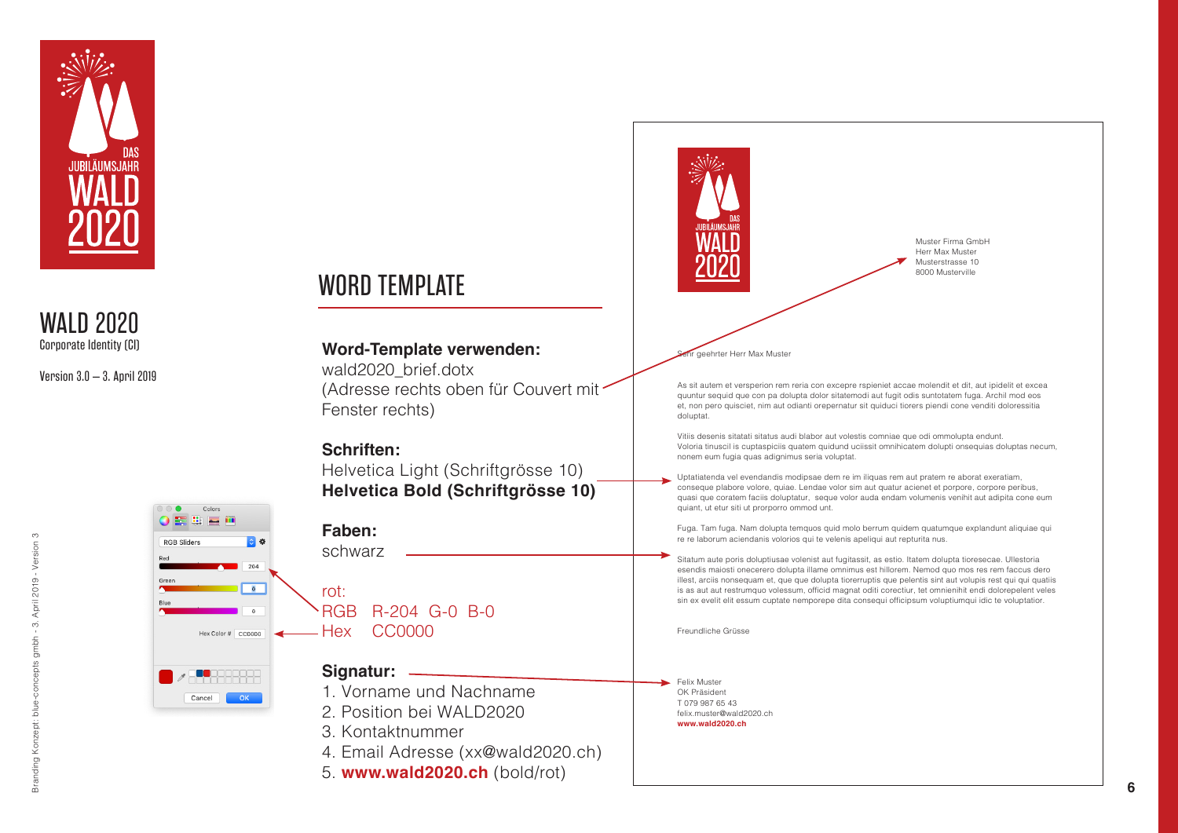# WALD 2020

Corporate Identity (CI)

Version 3.0 – 3. April 2019

## WORD TEMPLATE

**Word-Template verwenden:**
wald2020_brief.dotx
(Adresse rechts oben für Couvert mit Fenster rechts)

**Schriften:**
Helvetica Light (Schriftgrösse 10)
**Helvetica Bold (Schriftgrösse 10)**

**Faben:**
schwarz

rot:
RGB R-204 G-0 B-0
Hex CC0000

**Signatur:**

1. Vorname und Nachname
2. Position bei WALD2020
3. Kontaktnummer
4. Email Adresse (xx@wald2020.ch)
5. **www.wald2020.ch** (bold/rot)

---

Muster Firma GmbH
Herr Max Muster
Musterstrasse 10
8000 Musterville

Sehr geehrter Herr Max Muster

As sit autem et versperion rem reria con excepre rspieniet accae molendit et dit, aut ipidelit et excea quuntur sequid que con pa dolupta dolor sitatemodi aut fugit odis suntotatem fuga. Archil mod eos et, non pero quisciet, nim aut odianti orepernatur sit quiduci tiorers piendi cone venditi doloressitia doluptat.

Vitiis desenis sitatati sitatus audi blabor aut volestis comniae que odi ommolupta endunt. Voloria tinuscil is cuptaspiciis quatem quidund uciissit omnihicatem dolupti onsequias doluptas necum, nonem eum fugia quas adignimus seria voluptat.

Uptatiatenda vel evendandis modipsae dem re im iliquas rem aut pratem re aborat exeratiam, conseque plabore volore, quiae. Lendae volor sim aut quatur acienet et porpore, corpore peribus, quasi que coratem faciis doluptatur, seque volor auda endam volumenis venihit aut adipita cone eum quiant, ut etur siti ut prorporro ommod unt.

Fuga. Tam fuga. Nam dolupta temquos quid molo berrum quidem quatumque explandunt aliquiae qui re re laborum aciendanis volorios qui te velenis apeliqui aut repturita nus.

Sitatum aute poris doluptiusae volenist aut fugitassit, as estio. Itatem dolupta tioresecae. Ullestoria esendis maiosti onecerero dolupta illame omnimus est hillorem. Nemod quo mos res rem faccus dero illest, arciis nonsequam et, que que dolupta tiorerruptis que pelentis sint aut volupis rest qui qui quatiis is as aut aut restrumquo volessum, officid magnat oditi corectiur, tet omnienihit endi dolorepelent veles sin ex evelit elit essum cuptate nemporepe dita consequi officipsum voluptiumqui idic te voluptatior.

Freundliche Grüsse

Felix Muster
OK Präsident
T 079 987 65 43
felix.muster@wald2020.ch
**www.wald2020.ch**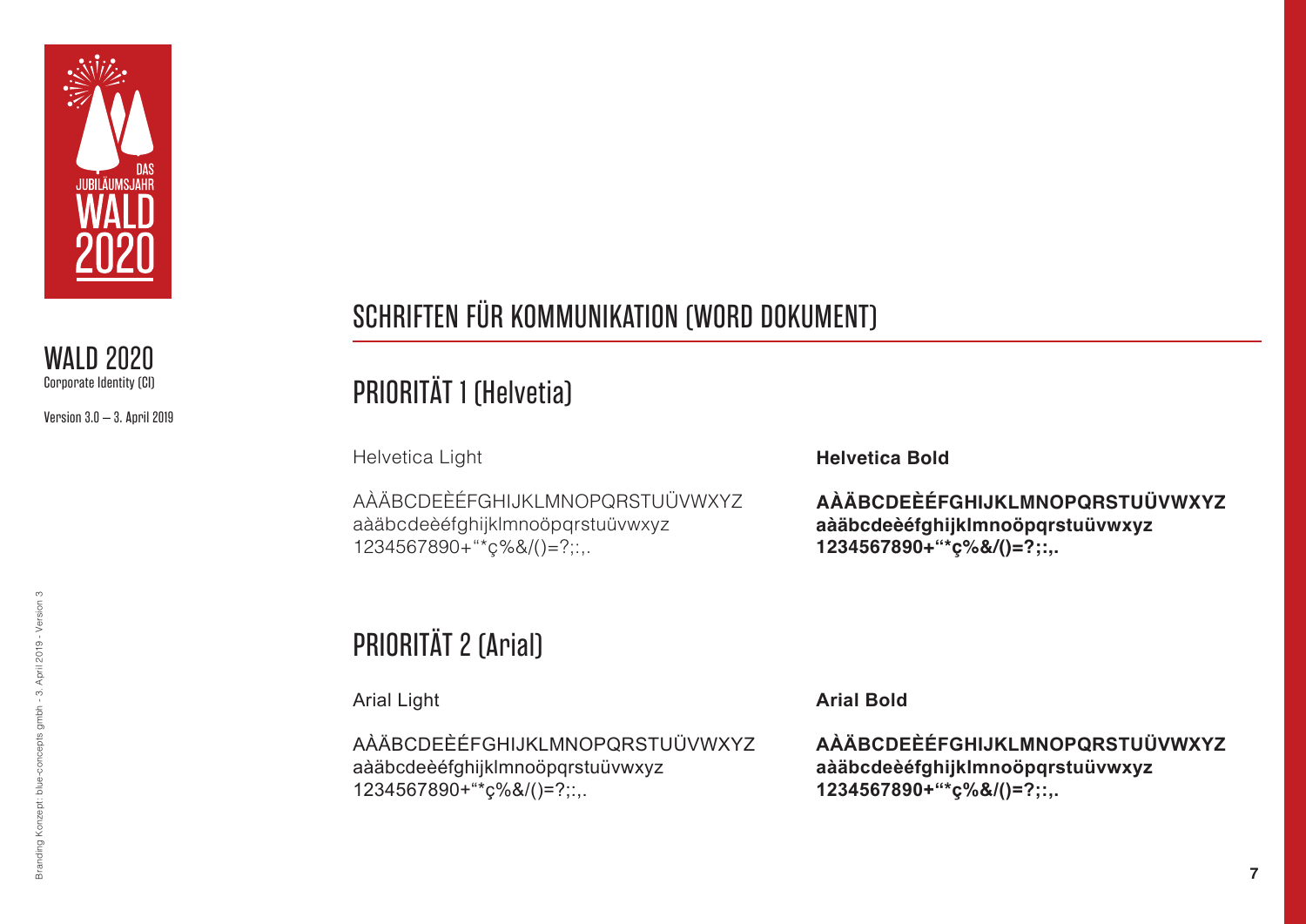WALD 2020
Corporate Identity (CI)

Version 3.0 – 3. April 2019

# SCHRIFTEN FÜR KOMMUNIKATION (WORD DOKUMENT)

## PRIORITÄT 1 (Helvetia)

Helvetica Light

AÀÄBCDEÈÉFGHIJKLMNOPQRSTUÜVWXYZ
aàäbcdeèéfghijklmnoöpqrstuüvwxyz
1234567890+“*ç%&/()=?;:,.

**Helvetica Bold**

**AÀÄBCDEÈÉFGHIJKLMNOPQRSTUÜVWXYZ**
**aàäbcdeèéfghijklmnoöpqrstuüvwxyz**
**1234567890+“*ç%&/()=?;:,.**

## PRIORITÄT 2 (Arial)

Arial Light

AÀÄBCDEÈÉFGHIJKLMNOPQRSTUÜVWXYZ
aàäbcdeèéfghijklmnoöpqrstuüvwxyz
1234567890+“*ç%&/()=?;:,.

**Arial Bold**

**AÀÄBCDEÈÉFGHIJKLMNOPQRSTUÜVWXYZ**
**aàäbcdeèéfghijklmnoöpqrstuüvwxyz**
**1234567890+“*ç%&/()=?;:,.**

Branding Konzept: blue-concepts gmbh - 3. April 2019 - Version 3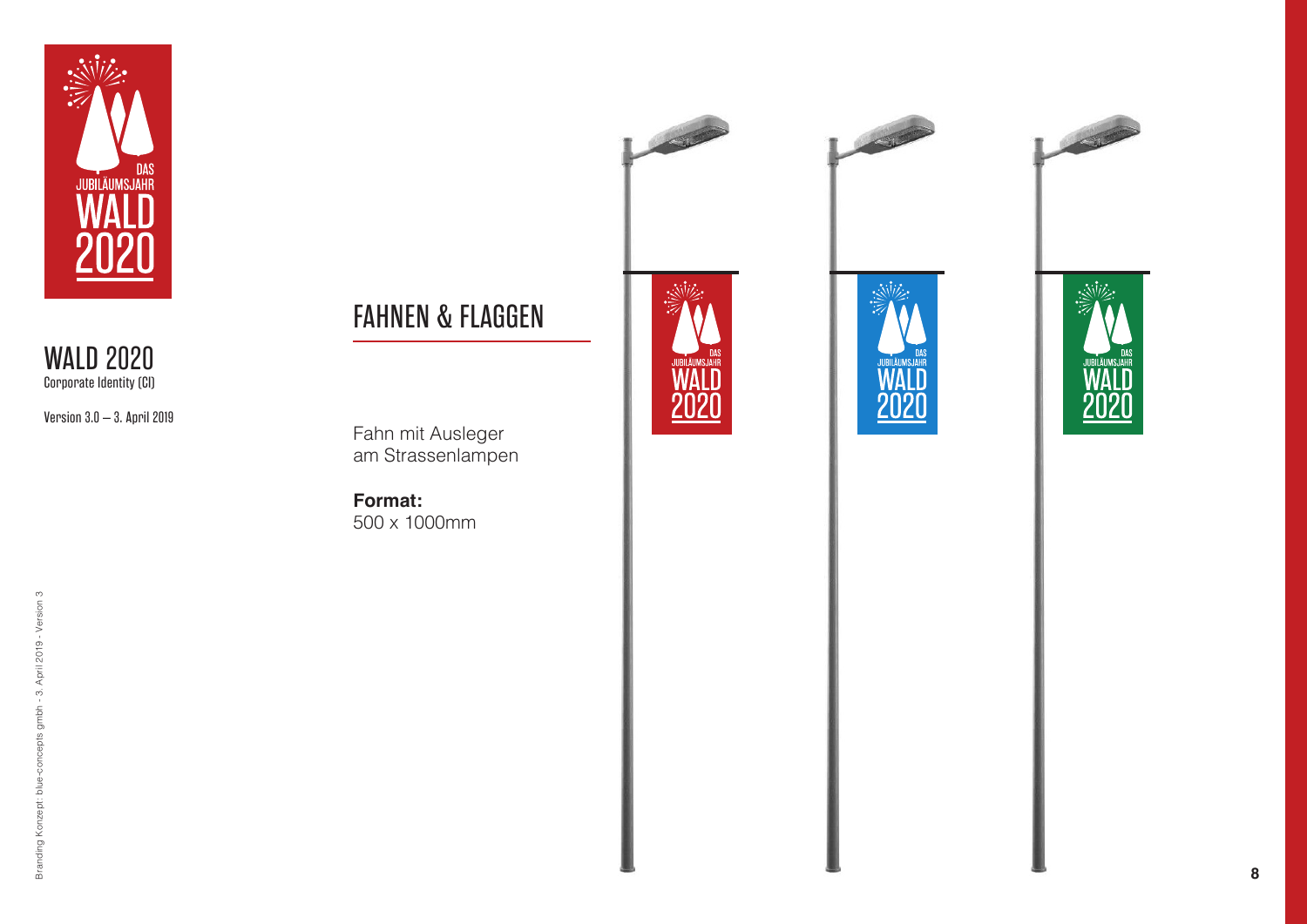WALD 2020
Corporate Identity (CI)

Version 3.0 – 3. April 2019

## FAHNEN & FLAGGEN

Fahn mit Ausleger
am Strassenlampen

**Format:**
500 x 1000mm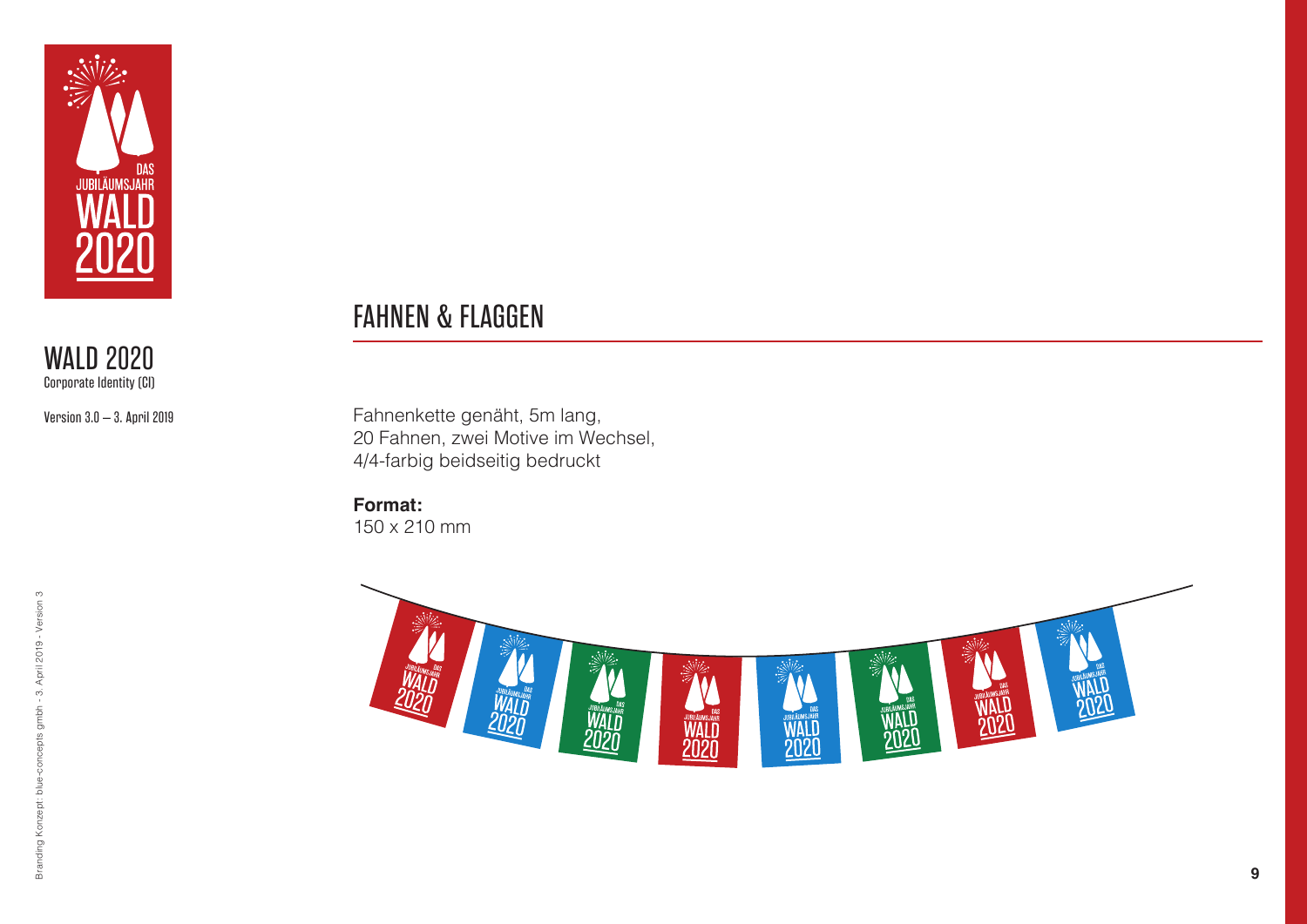# FAHNEN & FLAGGEN

Fahnenkette genäht, 5m lang,
20 Fahnen, zwei Motive im Wechsel,
4/4-farbig beidseitig bedruckt

**Format:**
150 x 210 mm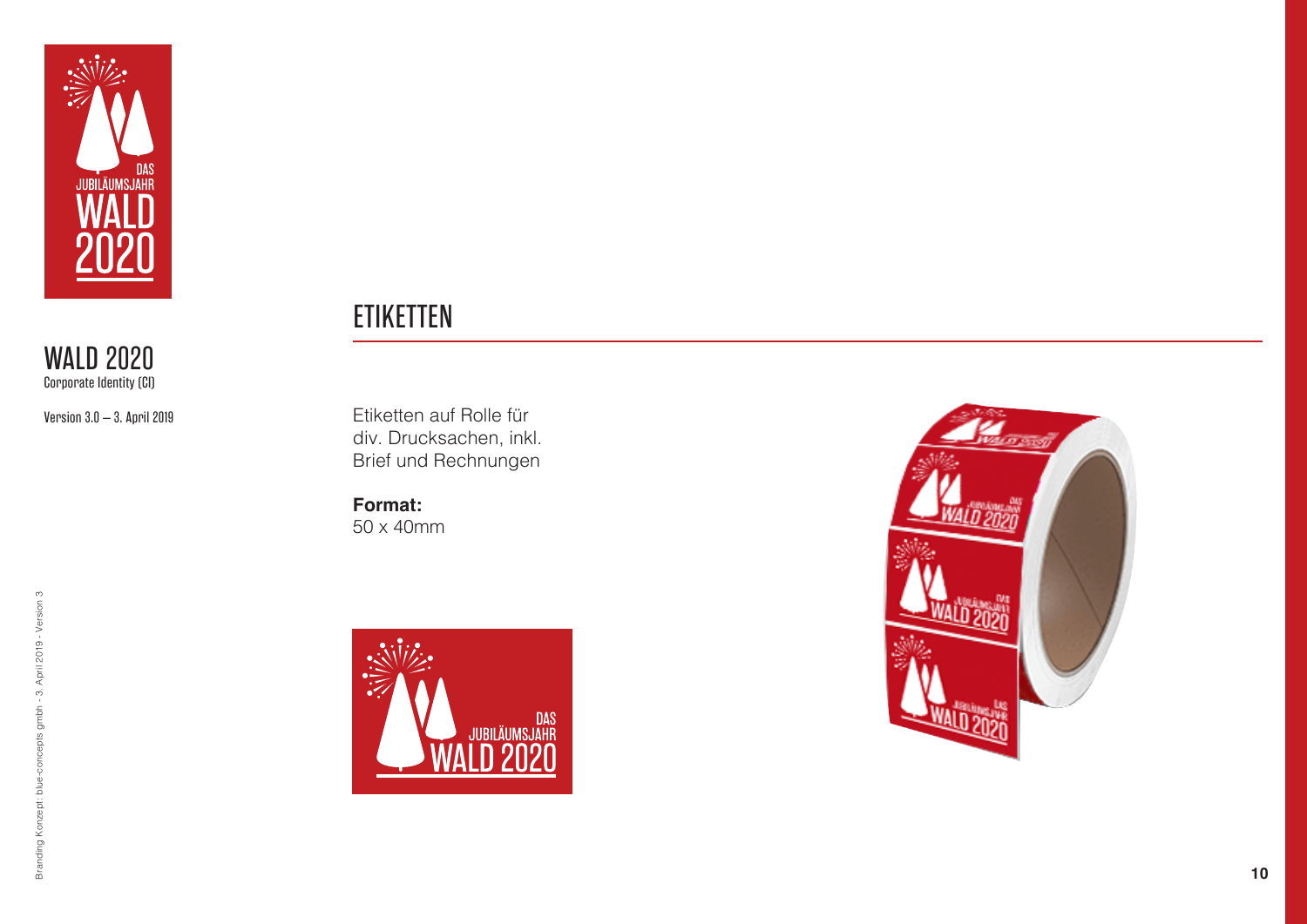WALD 2020
Corporate Identity (CI)

Version 3.0 – 3. April 2019

# ETIKETTEN

Etiketten auf Rolle für div. Drucksachen, inkl. Brief und Rechnungen

**Format:**
50 x 40mm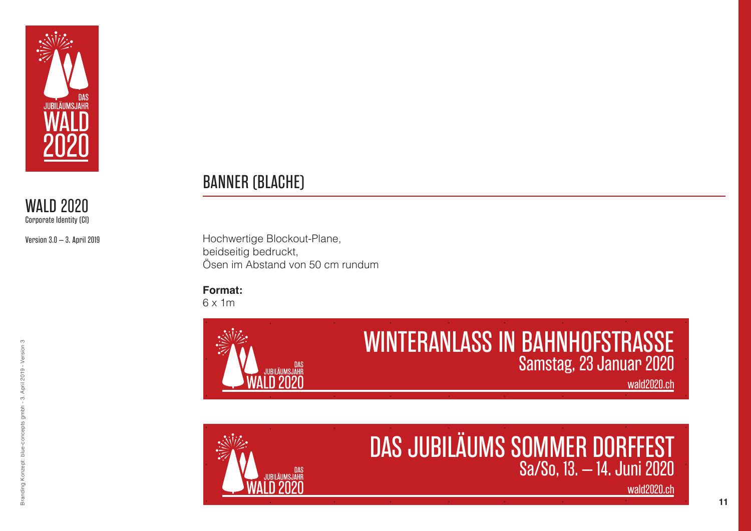## BANNER (BLACHE)

Hochwertige Blockout-Plane,
beidseitig bedruckt,
Ösen im Abstand von 50 cm rundum

**Format:**
6 x 1m

DAS JUBILÄUMSJAHR WALD 2020

WINTERANLASS IN BAHNHOFSTRASSE
Samstag, 23 Januar 2020
wald2020.ch

DAS JUBILÄUMSJAHR WALD 2020

DAS JUBILÄUMS SOMMER DORFFEST
Sa/So, 13. – 14. Juni 2020
wald2020.ch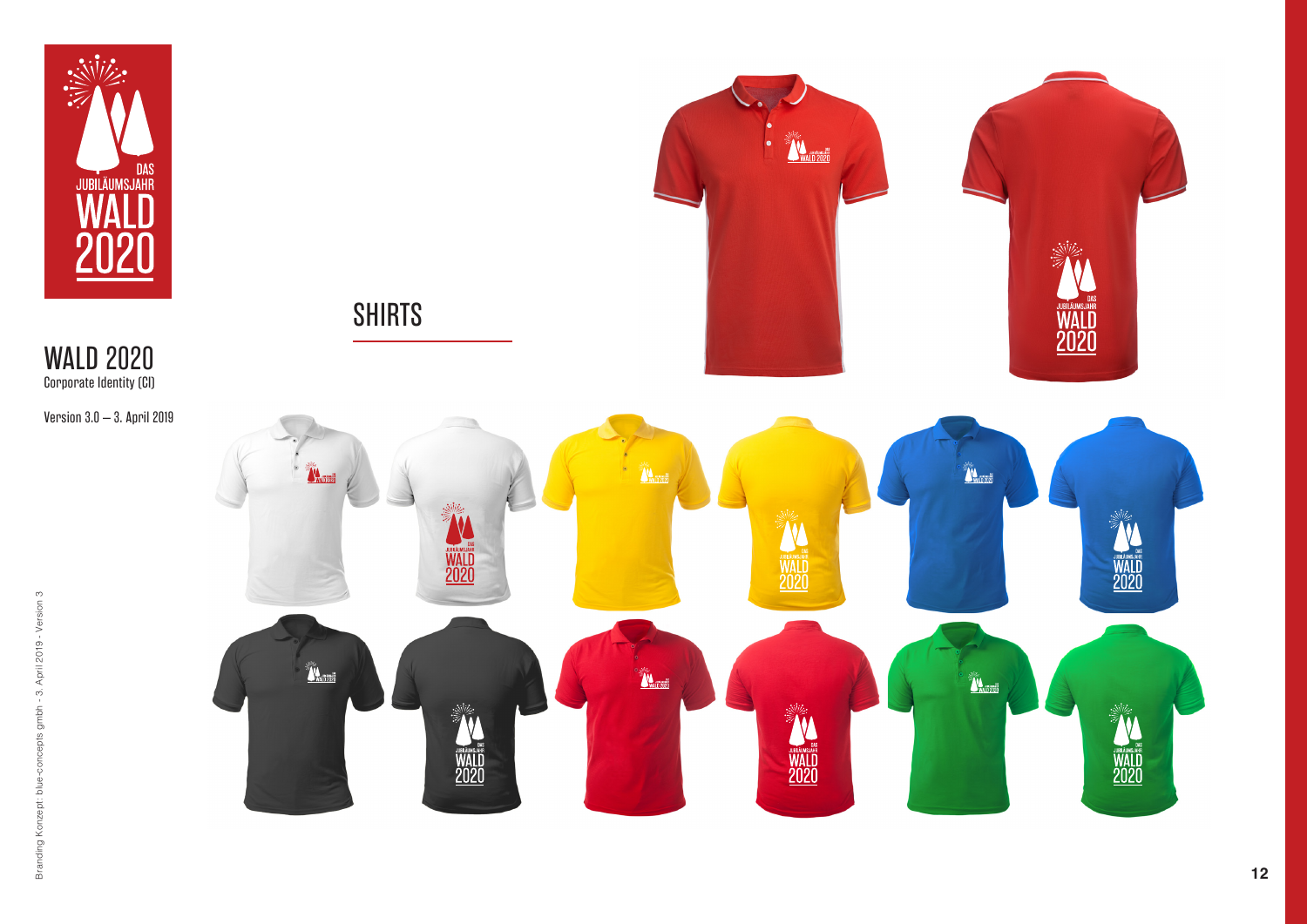WALD 2020

Corporate Identity (CI)

Version 3.0 – 3. April 2019

## SHIRTS

Branding Konzept: blue-concepts gmbh - 3. April 2019 - Version 3